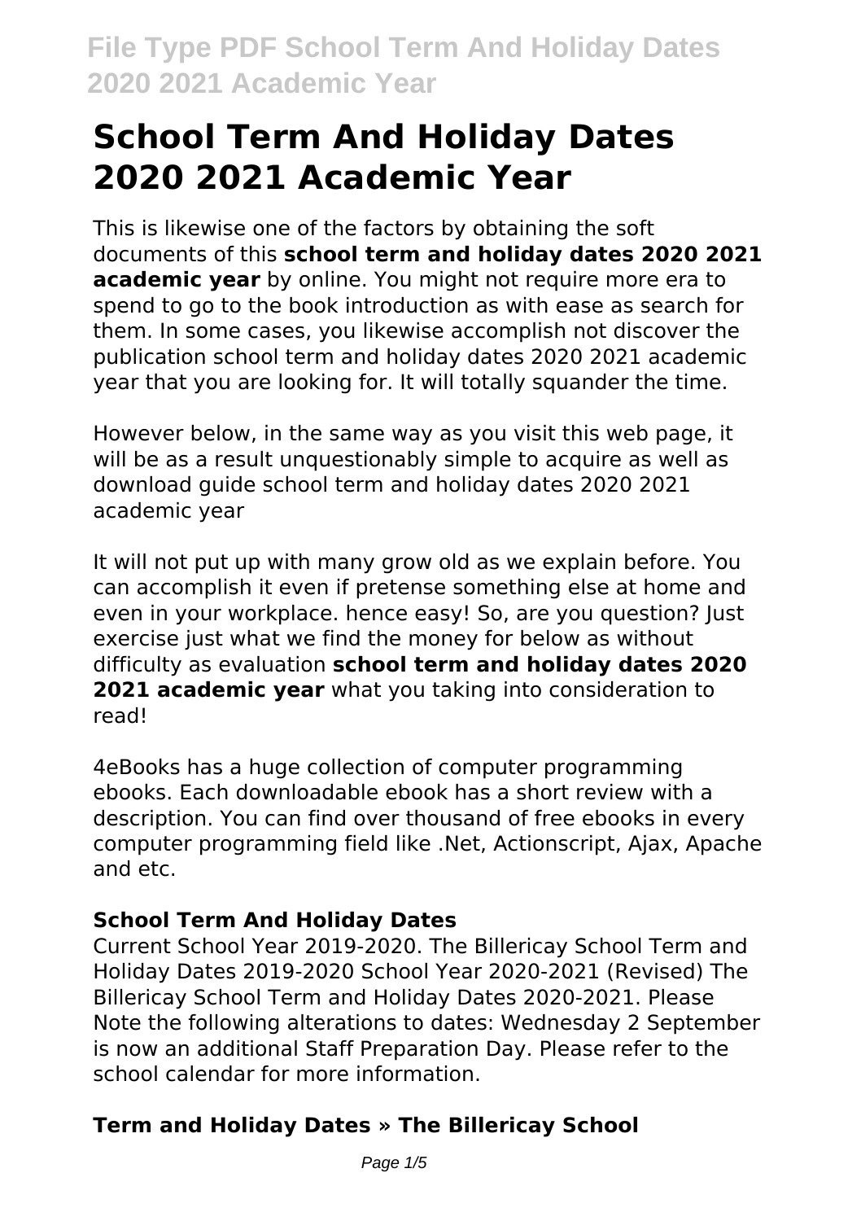# School Term And Holiday Dates 2020 2021 Academic Year

This is likewise one of the factors by obtaining the soft documents of this **school term and holiday dates 2020 2021 academic year** by online. You might not require more era to spend to go to the book introduction as with ease as search for them. In some cases, you likewise accomplish not discover the publication school term and holiday dates 2020 2021 academic year that you are looking for. It will totally squander the time.

However below, in the same way as you visit this web page, it will be as a result unquestionably simple to acquire as well as download guide school term and holiday dates 2020 2021 academic year

It will not put up with many grow old as we explain before. You can accomplish it even if pretense something else at home and even in your workplace. hence easy! So, are you question? Just exercise just what we find the money for below as without difficulty as evaluation **school term and holiday dates 2020 2021 academic year** what you taking into consideration to read!

4eBooks has a huge collection of computer programming ebooks. Each downloadable ebook has a short review with a description. You can find over thousand of free ebooks in every computer programming field like .Net, Actionscript, Ajax, Apache and etc.

### School Term And Holiday Dates

Current School Year 2019-2020. The Billericay School Term and Holiday Dates 2019-2020 School Year 2020-2021 (Revised) The Billericay School Term and Holiday Dates 2020-2021. Please Note the following alterations to dates: Wednesday 2 September is now an additional Staff Preparation Day. Please refer to the school calendar for more information.

### Term and Holiday Dates » The Billericay School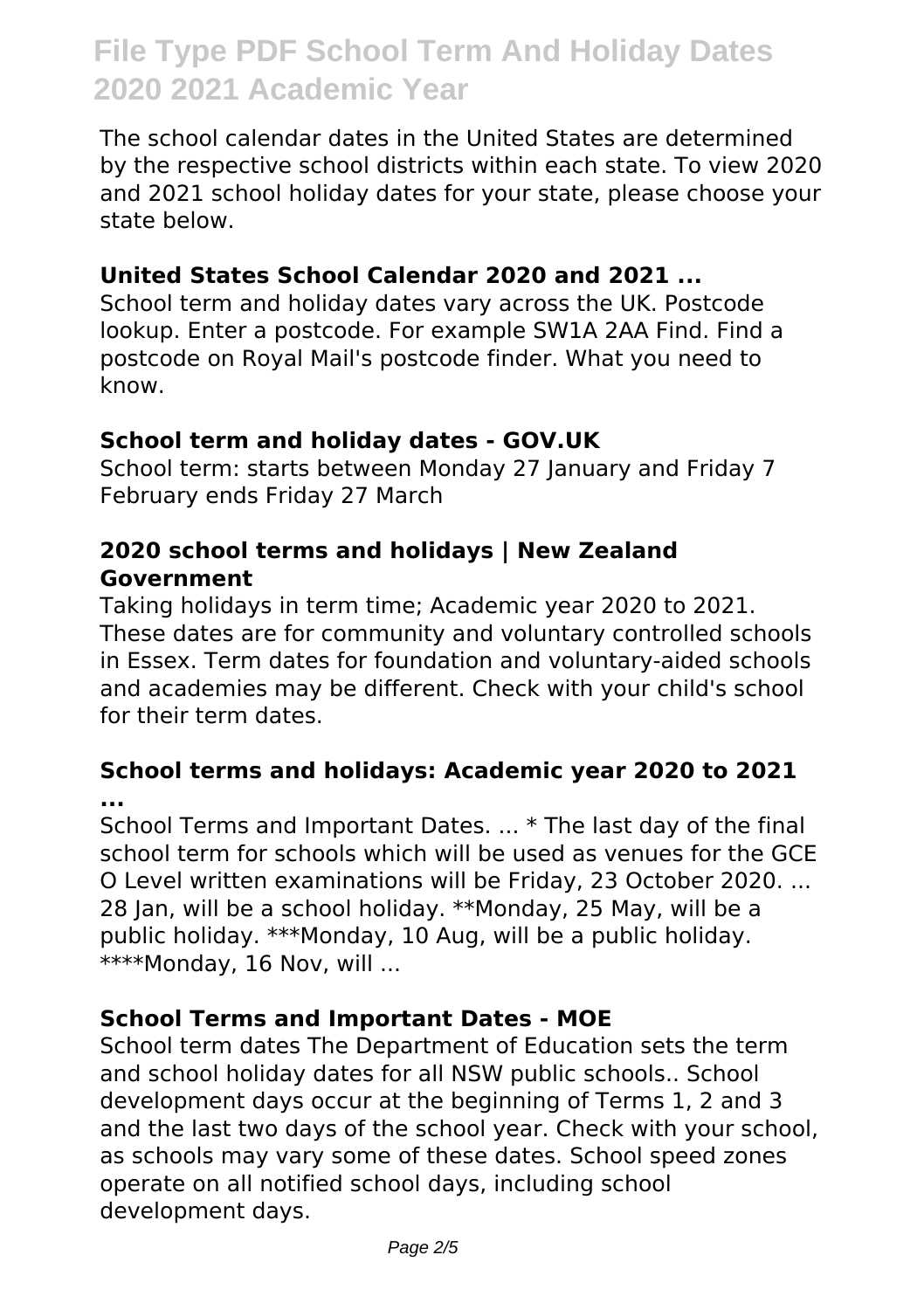The school calendar dates in the United States are determined by the respective school districts within each state. To view 2020 and 2021 school holiday dates for your state, please choose your state below.

### United States School Calendar 2020 and 2021 ...

School term and holiday dates vary across the UK. Postcode lookup. Enter a postcode. For example SW1A 2AA Find. Find a postcode on Royal Mail's postcode finder. What you need to know.

### School term and holiday dates - GOV.UK

School term: starts between Monday 27 January and Friday 7 February ends Friday 27 March

### 2020 school terms and holidays | New Zealand Government

Taking holidays in term time; Academic year 2020 to 2021. These dates are for community and voluntary controlled schools in Essex. Term dates for foundation and voluntary-aided schools and academies may be different. Check with your child's school for their term dates.

### School terms and holidays: Academic year 2020 to 2021 ...

School Terms and Important Dates. ... * The last day of the final school term for schools which will be used as venues for the GCE O Level written examinations will be Friday, 23 October 2020. ... 28 Jan, will be a school holiday. **Monday, 25 May, will be a public holiday. ***Monday, 10 Aug, will be a public holiday. ****Monday, 16 Nov, will ...

### School Terms and Important Dates - MOE

School term dates The Department of Education sets the term and school holiday dates for all NSW public schools.. School development days occur at the beginning of Terms 1, 2 and 3 and the last two days of the school year. Check with your school, as schools may vary some of these dates. School speed zones operate on all notified school days, including school development days.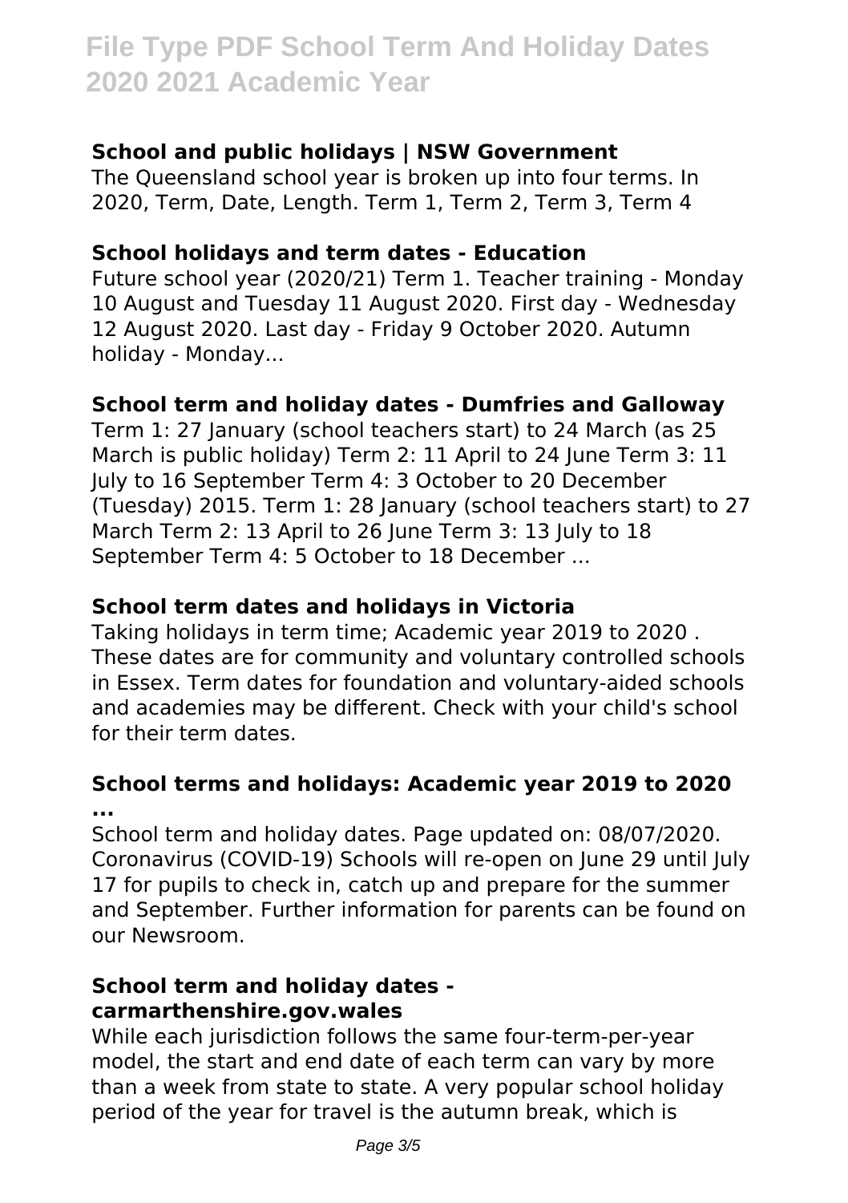### School and public holidays | NSW Government

The Queensland school year is broken up into four terms. In 2020, Term, Date, Length. Term 1, Term 2, Term 3, Term 4

### School holidays and term dates - Education

Future school year (2020/21) Term 1. Teacher training - Monday 10 August and Tuesday 11 August 2020. First day - Wednesday 12 August 2020. Last day - Friday 9 October 2020. Autumn holiday - Monday...

### School term and holiday dates - Dumfries and Galloway

Term 1: 27 January (school teachers start) to 24 March (as 25 March is public holiday) Term 2: 11 April to 24 June Term 3: 11 July to 16 September Term 4: 3 October to 20 December (Tuesday) 2015. Term 1: 28 January (school teachers start) to 27 March Term 2: 13 April to 26 June Term 3: 13 July to 18 September Term 4: 5 October to 18 December ...

### School term dates and holidays in Victoria

Taking holidays in term time; Academic year 2019 to 2020 . These dates are for community and voluntary controlled schools in Essex. Term dates for foundation and voluntary-aided schools and academies may be different. Check with your child's school for their term dates.

### School terms and holidays: Academic year 2019 to 2020 ...

School term and holiday dates. Page updated on: 08/07/2020. Coronavirus (COVID-19) Schools will re-open on June 29 until July 17 for pupils to check in, catch up and prepare for the summer and September. Further information for parents can be found on our Newsroom.

### School term and holiday dates - carmarthenshire.gov.wales

While each jurisdiction follows the same four-term-per-year model, the start and end date of each term can vary by more than a week from state to state. A very popular school holiday period of the year for travel is the autumn break, which is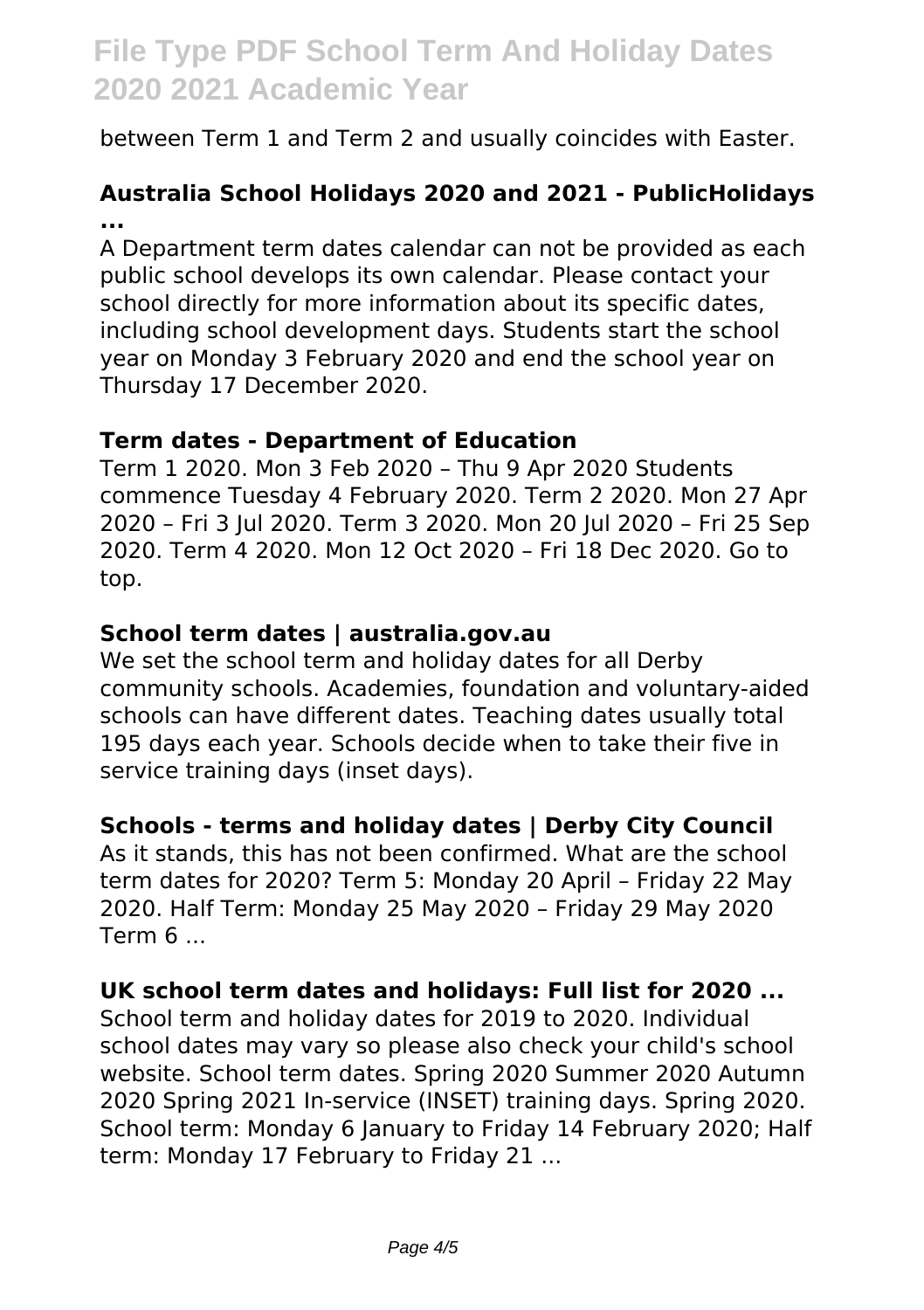between Term 1 and Term 2 and usually coincides with Easter.

**Australia School Holidays 2020 and 2021 - PublicHolidays ...**

A Department term dates calendar can not be provided as each public school develops its own calendar. Please contact your school directly for more information about its specific dates, including school development days. Students start the school year on Monday 3 February 2020 and end the school year on Thursday 17 December 2020.

**Term dates - Department of Education**

Term 1 2020. Mon 3 Feb 2020 – Thu 9 Apr 2020 Students commence Tuesday 4 February 2020. Term 2 2020. Mon 27 Apr 2020 – Fri 3 Jul 2020. Term 3 2020. Mon 20 Jul 2020 – Fri 25 Sep 2020. Term 4 2020. Mon 12 Oct 2020 – Fri 18 Dec 2020. Go to top.

**School term dates | australia.gov.au**

We set the school term and holiday dates for all Derby community schools. Academies, foundation and voluntary-aided schools can have different dates. Teaching dates usually total 195 days each year. Schools decide when to take their five in service training days (inset days).

**Schools - terms and holiday dates | Derby City Council**

As it stands, this has not been confirmed. What are the school term dates for 2020? Term 5: Monday 20 April – Friday 22 May 2020. Half Term: Monday 25 May 2020 – Friday 29 May 2020 Term 6 ...

**UK school term dates and holidays: Full list for 2020 ...**

School term and holiday dates for 2019 to 2020. Individual school dates may vary so please also check your child's school website. School term dates. Spring 2020 Summer 2020 Autumn 2020 Spring 2021 In-service (INSET) training days. Spring 2020. School term: Monday 6 January to Friday 14 February 2020; Half term: Monday 17 February to Friday 21 ...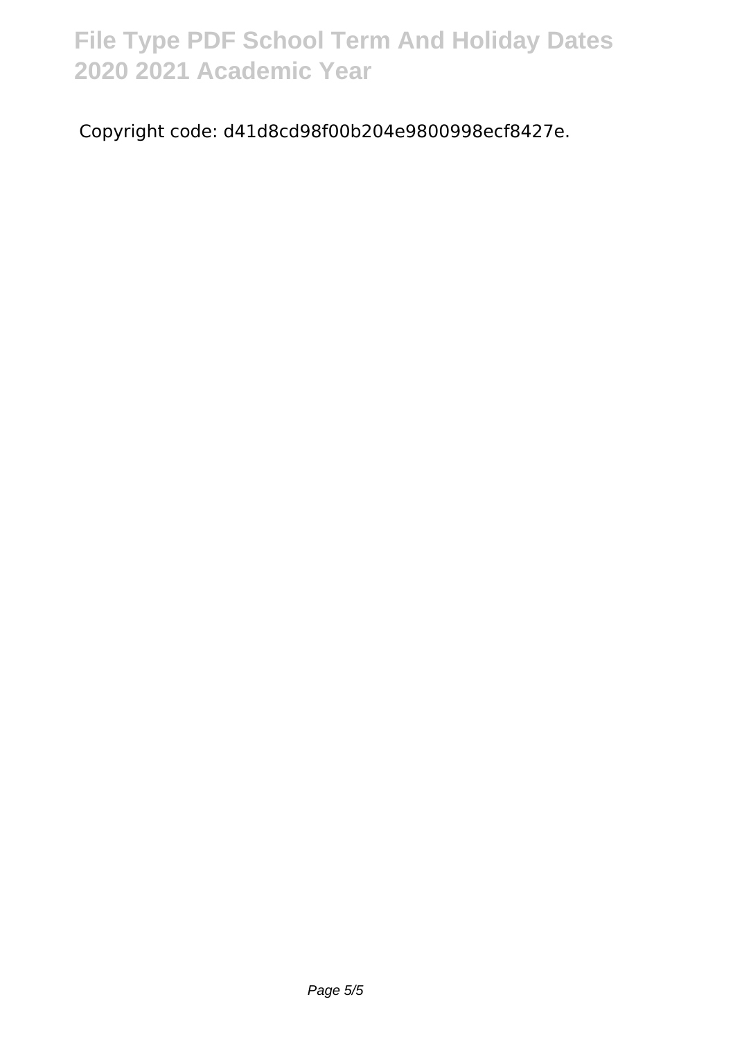Copyright code: d41d8cd98f00b204e9800998ecf8427e.